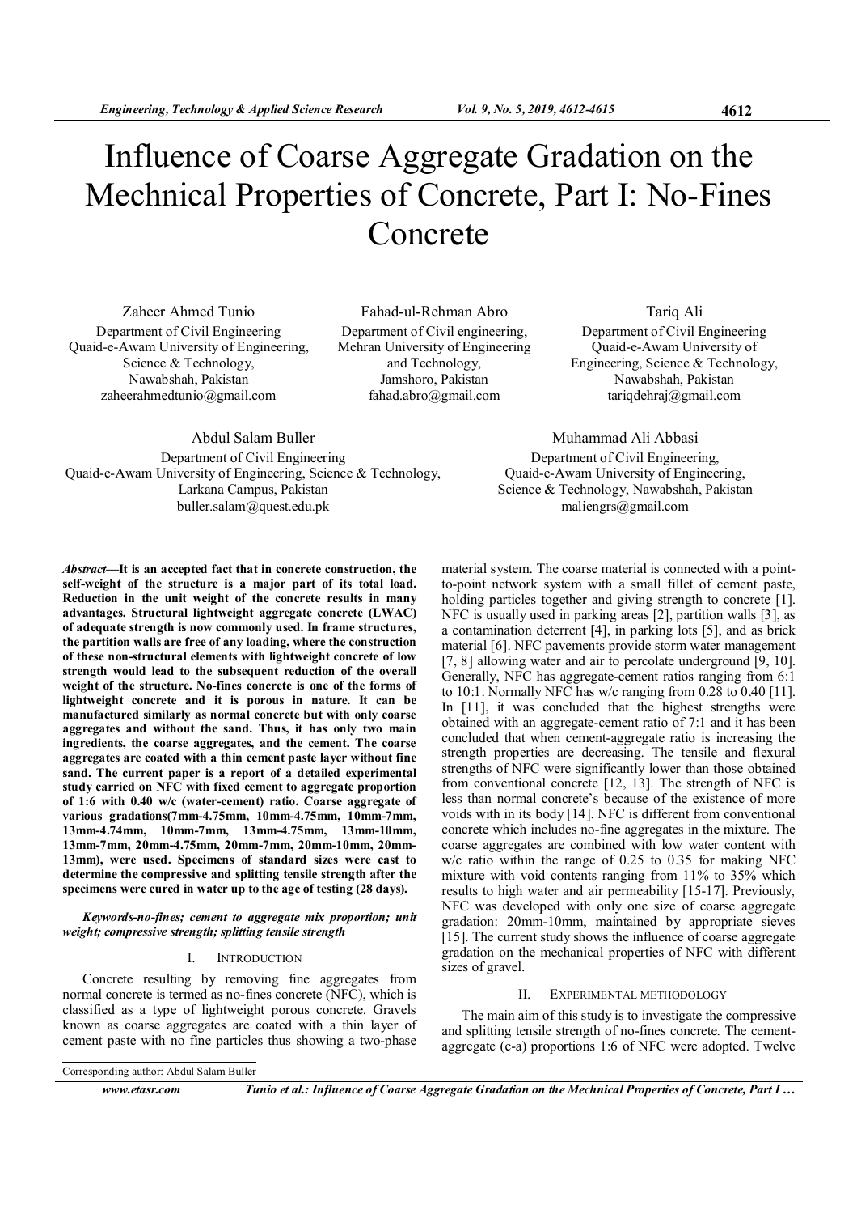# Influence of Coarse Aggregate Gradation on the Mechnical Properties of Concrete, Part I: No-Fines Concrete

Zaheer Ahmed Tunio
Department of Civil Engineering
Quaid-e-Awam University of Engineering, Science & Technology,
Nawabshah, Pakistan
zaheerahmedtunio@gmail.com

Fahad-ul-Rehman Abro
Department of Civil engineering,
Mehran University of Engineering and Technology,
Jamshoro, Pakistan
fahad.abro@gmail.com

Tariq Ali
Department of Civil Engineering
Quaid-e-Awam University of Engineering, Science & Technology,
Nawabshah, Pakistan
tariqdehraj@gmail.com

Abdul Salam Buller
Department of Civil Engineering
Quaid-e-Awam University of Engineering, Science & Technology,
Larkana Campus, Pakistan
buller.salam@quest.edu.pk

Muhammad Ali Abbasi
Department of Civil Engineering,
Quaid-e-Awam University of Engineering,
Science & Technology, Nawabshah, Pakistan
maliengrs@gmail.com

***Abstract*—It is an accepted fact that in concrete construction, the self-weight of the structure is a major part of its total load. Reduction in the unit weight of the concrete results in many advantages. Structural lightweight aggregate concrete (LWAC) of adequate strength is now commonly used. In frame structures, the partition walls are free of any loading, where the construction of these non-structural elements with lightweight concrete of low strength would lead to the subsequent reduction of the overall weight of the structure. No-fines concrete is one of the forms of lightweight concrete and it is porous in nature. It can be manufactured similarly as normal concrete but with only coarse aggregates and without the sand. Thus, it has only two main ingredients, the coarse aggregates, and the cement. The coarse aggregates are coated with a thin cement paste layer without fine sand. The current paper is a report of a detailed experimental study carried on NFC with fixed cement to aggregate proportion of 1:6 with 0.40 w/c (water-cement) ratio. Coarse aggregate of various gradations(7mm-4.75mm, 10mm-4.75mm, 10mm-7mm, 13mm-4.74mm, 10mm-7mm, 13mm-4.75mm, 13mm-10mm, 13mm-7mm, 20mm-4.75mm, 20mm-7mm, 20mm-10mm, 20mm-13mm), were used. Specimens of standard sizes were cast to determine the compressive and splitting tensile strength after the specimens were cured in water up to the age of testing (28 days).**

***Keywords-no-fines; cement to aggregate mix proportion; unit weight; compressive strength; splitting tensile strength***

## I. Introduction

Concrete resulting by removing fine aggregates from normal concrete is termed as no-fines concrete (NFC), which is classified as a type of lightweight porous concrete. Gravels known as coarse aggregates are coated with a thin layer of cement paste with no fine particles thus showing a two-phase material system. The coarse material is connected with a point-to-point network system with a small fillet of cement paste, holding particles together and giving strength to concrete [1]. NFC is usually used in parking areas [2], partition walls [3], as a contamination deterrent [4], in parking lots [5], and as brick material [6]. NFC pavements provide storm water management [7, 8] allowing water and air to percolate underground [9, 10]. Generally, NFC has aggregate-cement ratios ranging from 6:1 to 10:1. Normally NFC has w/c ranging from 0.28 to 0.40 [11]. In [11], it was concluded that the highest strengths were obtained with an aggregate-cement ratio of 7:1 and it has been concluded that when cement-aggregate ratio is increasing the strength properties are decreasing. The tensile and flexural strengths of NFC were significantly lower than those obtained from conventional concrete [12, 13]. The strength of NFC is less than normal concrete's because of the existence of more voids with in its body [14]. NFC is different from conventional concrete which includes no-fine aggregates in the mixture. The coarse aggregates are combined with low water content with w/c ratio within the range of 0.25 to 0.35 for making NFC mixture with void contents ranging from 11% to 35% which results to high water and air permeability [15-17]. Previously, NFC was developed with only one size of coarse aggregate gradation: 20mm-10mm, maintained by appropriate sieves [15]. The current study shows the influence of coarse aggregate gradation on the mechanical properties of NFC with different sizes of gravel.

## II. Experimental Methodology

The main aim of this study is to investigate the compressive and splitting tensile strength of no-fines concrete. The cement-aggregate (c-a) proportions 1:6 of NFC were adopted. Twelve

Corresponding author: Abdul Salam Buller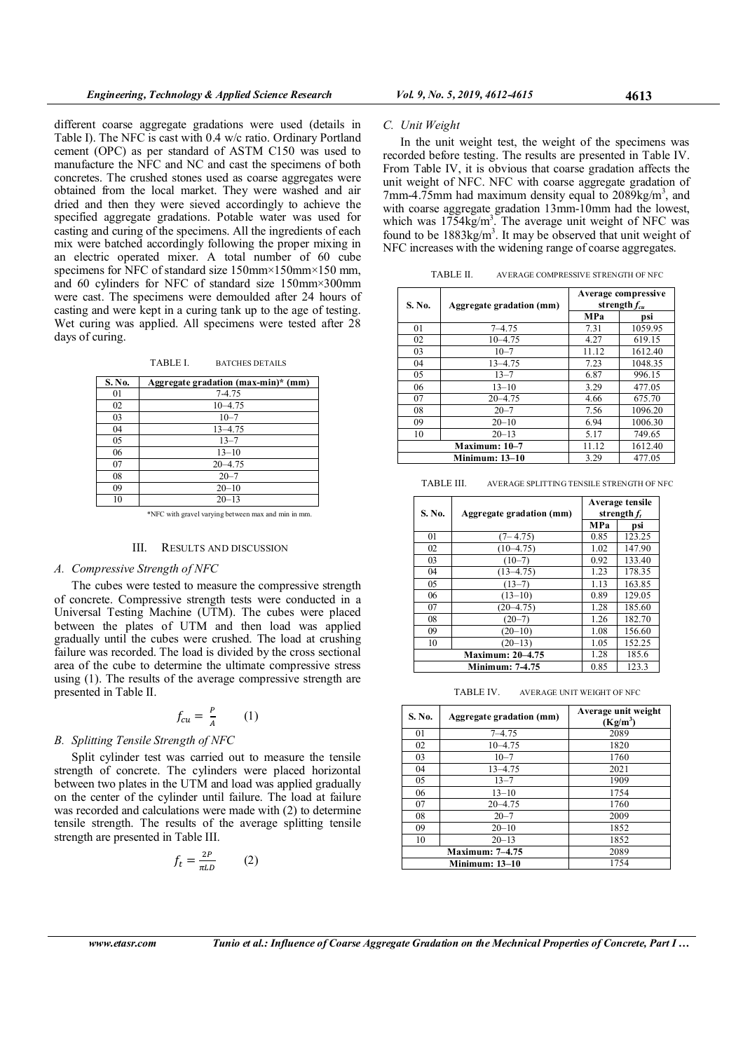different coarse aggregate gradations were used (details in Table I). The NFC is cast with 0.4 w/c ratio. Ordinary Portland cement (OPC) as per standard of ASTM C150 was used to manufacture the NFC and NC and cast the specimens of both concretes. The crushed stones used as coarse aggregates were obtained from the local market. They were washed and air dried and then they were sieved accordingly to achieve the specified aggregate gradations. Potable water was used for casting and curing of the specimens. All the ingredients of each mix were batched accordingly following the proper mixing in an electric operated mixer. A total number of 60 cube specimens for NFC of standard size 150mm×150mm×150 mm, and 60 cylinders for NFC of standard size 150mm×300mm were cast. The specimens were demoulded after 24 hours of casting and were kept in a curing tank up to the age of testing. Wet curing was applied. All specimens were tested after 28 days of curing.

TABLE I. BATCHES DETAILS

| S. No. | Aggregate gradation (max-min)* (mm) |
|---|---|
| 01 | 7-4.75 |
| 02 | 10–4.75 |
| 03 | 10–7 |
| 04 | 13–4.75 |
| 05 | 13–7 |
| 06 | 13–10 |
| 07 | 20–4.75 |
| 08 | 20–7 |
| 09 | 20–10 |
| 10 | 20–13 |

*NFC with gravel varying between max and min in mm.

## III. RESULTS AND DISCUSSION

### A. Compressive Strength of NFC

The cubes were tested to measure the compressive strength of concrete. Compressive strength tests were conducted in a Universal Testing Machine (UTM). The cubes were placed between the plates of UTM and then load was applied gradually until the cubes were crushed. The load at crushing failure was recorded. The load is divided by the cross sectional area of the cube to determine the ultimate compressive stress using (1). The results of the average compressive strength are presented in Table II.

$$f_{cu} = \frac{P}{A} \qquad (1)$$

### B. Splitting Tensile Strength of NFC

Split cylinder test was carried out to measure the tensile strength of concrete. The cylinders were placed horizontal between two plates in the UTM and load was applied gradually on the center of the cylinder until failure. The load at failure was recorded and calculations were made with (2) to determine tensile strength. The results of the average splitting tensile strength are presented in Table III.

$$f_t = \frac{2P}{\pi L D} \qquad (2)$$

### C. Unit Weight

In the unit weight test, the weight of the specimens was recorded before testing. The results are presented in Table IV. From Table IV, it is obvious that coarse gradation affects the unit weight of NFC. NFC with coarse aggregate gradation of 7mm-4.75mm had maximum density equal to 2089kg/m$^3$, and with coarse aggregate gradation 13mm-10mm had the lowest, which was 1754kg/m$^3$. The average unit weight of NFC was found to be 1883kg/m$^3$. It may be observed that unit weight of NFC increases with the widening range of coarse aggregates.

TABLE II. AVERAGE COMPRESSIVE STRENGTH OF NFC

| S. No. | Aggregate gradation (mm) | Average compressive strength $f_{cu}$ | |
|---|---|---|---|
| | | MPa | psi |
| 01 | 7–4.75 | 7.31 | 1059.95 |
| 02 | 10–4.75 | 4.27 | 619.15 |
| 03 | 10–7 | 11.12 | 1612.40 |
| 04 | 13–4.75 | 7.23 | 1048.35 |
| 05 | 13–7 | 6.87 | 996.15 |
| 06 | 13–10 | 3.29 | 477.05 |
| 07 | 20–4.75 | 4.66 | 675.70 |
| 08 | 20–7 | 7.56 | 1096.20 |
| 09 | 20–10 | 6.94 | 1006.30 |
| 10 | 20–13 | 5.17 | 749.65 |
| **Maximum: 10–7** | | 11.12 | 1612.40 |
| **Minimum: 13–10** | | 3.29 | 477.05 |

TABLE III. AVERAGE SPLITTING TENSILE STRENGTH OF NFC

| S. No. | Aggregate gradation (mm) | Average tensile strength $f_t$ | |
|---|---|---|---|
| | | MPa | psi |
| 01 | (7– 4.75) | 0.85 | 123.25 |
| 02 | (10–4.75) | 1.02 | 147.90 |
| 03 | (10–7) | 0.92 | 133.40 |
| 04 | (13–4.75) | 1.23 | 178.35 |
| 05 | (13–7) | 1.13 | 163.85 |
| 06 | (13–10) | 0.89 | 129.05 |
| 07 | (20–4.75) | 1.28 | 185.60 |
| 08 | (20–7) | 1.26 | 182.70 |
| 09 | (20–10) | 1.08 | 156.60 |
| 10 | (20–13) | 1.05 | 152.25 |
| **Maximum: 20–4.75** | | 1.28 | 185.6 |
| **Minimum: 7-4.75** | | 0.85 | 123.3 |

TABLE IV. AVERAGE UNIT WEIGHT OF NFC

| S. No. | Aggregate gradation (mm) | Average unit weight (Kg/m$^3$) |
|---|---|---|
| 01 | 7–4.75 | 2089 |
| 02 | 10–4.75 | 1820 |
| 03 | 10–7 | 1760 |
| 04 | 13–4.75 | 2021 |
| 05 | 13–7 | 1909 |
| 06 | 13–10 | 1754 |
| 07 | 20–4.75 | 1760 |
| 08 | 20–7 | 2009 |
| 09 | 20–10 | 1852 |
| 10 | 20–13 | 1852 |
| **Maximum: 7–4.75** | | 2089 |
| **Minimum: 13–10** | | 1754 |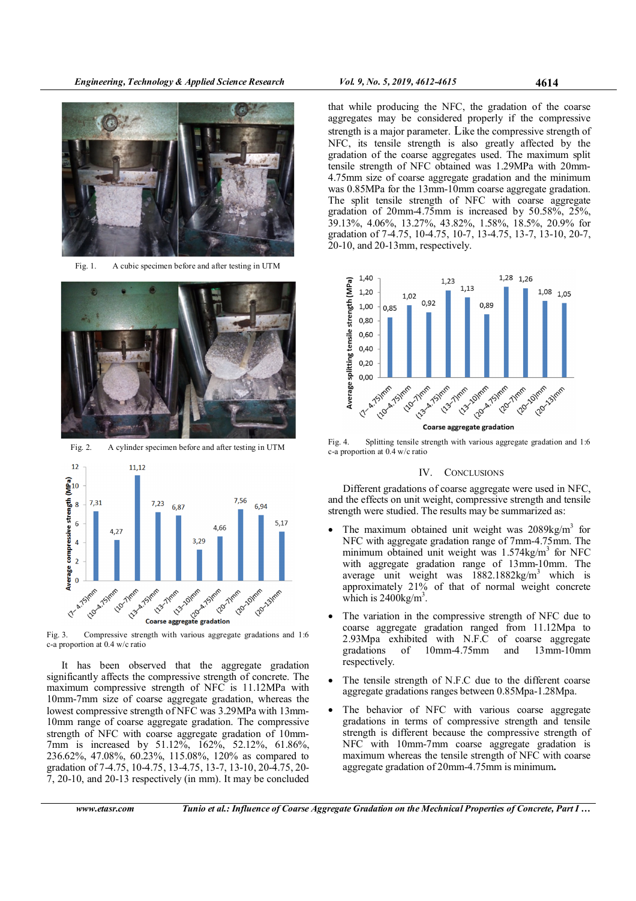Fig. 1. A cubic specimen before and after testing in UTM

Fig. 2. A cylinder specimen before and after testing in UTM

Fig. 3. Compressive strength with various aggregate gradations and 1:6 c-a proportion at 0.4 w/c ratio

It has been observed that the aggregate gradation significantly affects the compressive strength of concrete. The maximum compressive strength of NFC is 11.12MPa with 10mm-7mm size of coarse aggregate gradation, whereas the lowest compressive strength of NFC was 3.29MPa with 13mm-10mm range of coarse aggregate gradation. The compressive strength of NFC with coarse aggregate gradation of 10mm-7mm is increased by 51.12%, 162%, 52.12%, 61.86%, 236.62%, 47.08%, 60.23%, 115.08%, 120% as compared to gradation of 7-4.75, 10-4.75, 13-4.75, 13-7, 13-10, 20-4.75, 20-7, 20-10, and 20-13 respectively (in mm). It may be concluded that while producing the NFC, the gradation of the coarse aggregates may be considered properly if the compressive strength is a major parameter. Like the compressive strength of NFC, its tensile strength is also greatly affected by the gradation of the coarse aggregates used. The maximum split tensile strength of NFC obtained was 1.29MPa with 20mm-4.75mm size of coarse aggregate gradation and the minimum was 0.85MPa for the 13mm-10mm coarse aggregate gradation. The split tensile strength of NFC with coarse aggregate gradation of 20mm-4.75mm is increased by 50.58%, 25%, 39.13%, 4.06%, 13.27%, 43.82%, 1.58%, 18.5%, 20.9% for gradation of 7-4.75, 10-4.75, 10-7, 13-4.75, 13-7, 13-10, 20-7, 20-10, and 20-13mm, respectively.

Fig. 4. Splitting tensile strength with various aggregate gradation and 1:6 c-a proportion at 0.4 w/c ratio

## IV. CONCLUSIONS

Different gradations of coarse aggregate were used in NFC, and the effects on unit weight, compressive strength and tensile strength were studied. The results may be summarized as:

- The maximum obtained unit weight was 2089kg/m$^3$ for NFC with aggregate gradation range of 7mm-4.75mm. The minimum obtained unit weight was 1.574kg/m$^3$ for NFC with aggregate gradation range of 13mm-10mm. The average unit weight was 1882.1882kg/m$^3$ which is approximately 21% of that of normal weight concrete which is 2400kg/m$^3$.
- The variation in the compressive strength of NFC due to coarse aggregate gradation ranged from 11.12Mpa to 2.93Mpa exhibited with N.F.C of coarse aggregate gradations of 10mm-4.75mm and 13mm-10mm respectively.
- The tensile strength of N.F.C due to the different coarse aggregate gradations ranges between 0.85Mpa-1.28Mpa.
- The behavior of NFC with various coarse aggregate gradations in terms of compressive strength and tensile strength is different because the compressive strength of NFC with 10mm-7mm coarse aggregate gradation is maximum whereas the tensile strength of NFC with coarse aggregate gradation of 20mm-4.75mm is minimum**.**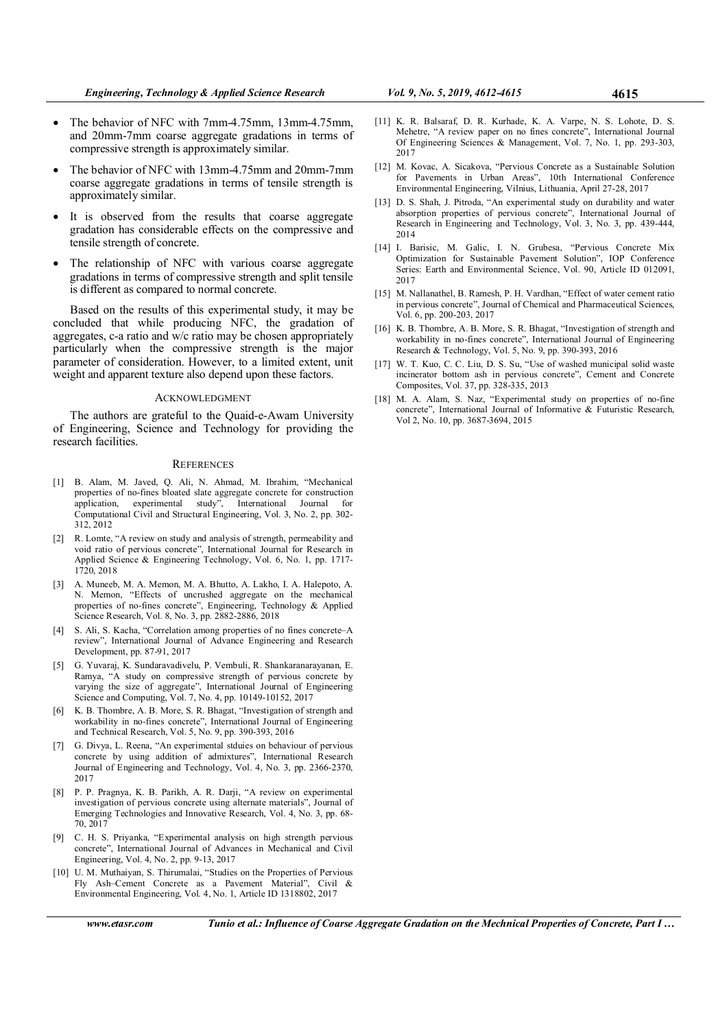- The behavior of NFC with 7mm-4.75mm, 13mm-4.75mm, and 20mm-7mm coarse aggregate gradations in terms of compressive strength is approximately similar.
- The behavior of NFC with 13mm-4.75mm and 20mm-7mm coarse aggregate gradations in terms of tensile strength is approximately similar.
- It is observed from the results that coarse aggregate gradation has considerable effects on the compressive and tensile strength of concrete.
- The relationship of NFC with various coarse aggregate gradations in terms of compressive strength and split tensile is different as compared to normal concrete.

Based on the results of this experimental study, it may be concluded that while producing NFC, the gradation of aggregates, c-a ratio and w/c ratio may be chosen appropriately particularly when the compressive strength is the major parameter of consideration. However, to a limited extent, unit weight and apparent texture also depend upon these factors.

## ACKNOWLEDGMENT

The authors are grateful to the Quaid-e-Awam University of Engineering, Science and Technology for providing the research facilities.

## REFERENCES

[1] B. Alam, M. Javed, Q. Ali, N. Ahmad, M. Ibrahim, "Mechanical properties of no-fines bloated slate aggregate concrete for construction application, experimental study", International Journal for Computational Civil and Structural Engineering, Vol. 3, No. 2, pp. 302-312, 2012

[2] R. Lomte, "A review on study and analysis of strength, permeability and void ratio of pervious concrete", International Journal for Research in Applied Science & Engineering Technology, Vol. 6, No. 1, pp. 1717-1720, 2018

[3] A. Muneeb, M. A. Memon, M. A. Bhutto, A. Lakho, I. A. Halepoto, A. N. Memon, "Effects of uncrushed aggregate on the mechanical properties of no-fines concrete", Engineering, Technology & Applied Science Research, Vol. 8, No. 3, pp. 2882-2886, 2018

[4] S. Ali, S. Kacha, "Correlation among properties of no fines concrete–A review", International Journal of Advance Engineering and Research Development, pp. 87-91, 2017

[5] G. Yuvaraj, K. Sundaravadivelu, P. Vembuli, R. Shankaranarayanan, E. Ramya, "A study on compressive strength of pervious concrete by varying the size of aggregate", International Journal of Engineering Science and Computing, Vol. 7, No. 4, pp. 10149-10152, 2017

[6] K. B. Thombre, A. B. More, S. R. Bhagat, "Investigation of strength and workability in no-fines concrete", International Journal of Engineering and Technical Research, Vol. 5, No. 9, pp. 390-393, 2016

[7] G. Divya, L. Reena, "An experimental stduies on behaviour of pervious concrete by using addition of admixtures", International Research Journal of Engineering and Technology, Vol. 4, No. 3, pp. 2366-2370, 2017

[8] P. P. Pragnya, K. B. Parikh, A. R. Darji, "A review on experimental investigation of pervious concrete using alternate materials", Journal of Emerging Technologies and Innovative Research, Vol. 4, No. 3, pp. 68-70, 2017

[9] C. H. S. Priyanka, "Experimental analysis on high strength pervious concrete", International Journal of Advances in Mechanical and Civil Engineering, Vol. 4, No. 2, pp. 9-13, 2017

[10] U. M. Muthaiyan, S. Thirumalai, "Studies on the Properties of Pervious Fly Ash–Cement Concrete as a Pavement Material", Civil & Environmental Engineering, Vol. 4, No. 1, Article ID 1318802, 2017

[11] K. R. Balsaraf, D. R. Kurhade, K. A. Varpe, N. S. Lohote, D. S. Mehetre, "A review paper on no fines concrete", International Journal Of Engineering Sciences & Management, Vol. 7, No. 1, pp. 293-303, 2017

[12] M. Kovac, A. Sicakova, "Pervious Concrete as a Sustainable Solution for Pavements in Urban Areas", 10th International Conference Environmental Engineering, Vilnius, Lithuania, April 27-28, 2017

[13] D. S. Shah, J. Pitroda, "An experimental study on durability and water absorption properties of pervious concrete", International Journal of Research in Engineering and Technology, Vol. 3, No. 3, pp. 439-444, 2014

[14] I. Barisic, M. Galic, I. N. Grubesa, "Pervious Concrete Mix Optimization for Sustainable Pavement Solution", IOP Conference Series: Earth and Environmental Science, Vol. 90, Article ID 012091, 2017

[15] M. Nallanathel, B. Ramesh, P. H. Vardhan, "Effect of water cement ratio in pervious concrete", Journal of Chemical and Pharmaceutical Sciences, Vol. 6, pp. 200-203, 2017

[16] K. B. Thombre, A. B. More, S. R. Bhagat, "Investigation of strength and workability in no-fines concrete", International Journal of Engineering Research & Technology, Vol. 5, No. 9, pp. 390-393, 2016

[17] W. T. Kuo, C. C. Liu, D. S. Su, "Use of washed municipal solid waste incinerator bottom ash in pervious concrete", Cement and Concrete Composites, Vol. 37, pp. 328-335, 2013

[18] M. A. Alam, S. Naz, "Experimental study on properties of no-fine concrete", International Journal of Informative & Futuristic Research, Vol 2, No. 10, pp. 3687-3694, 2015